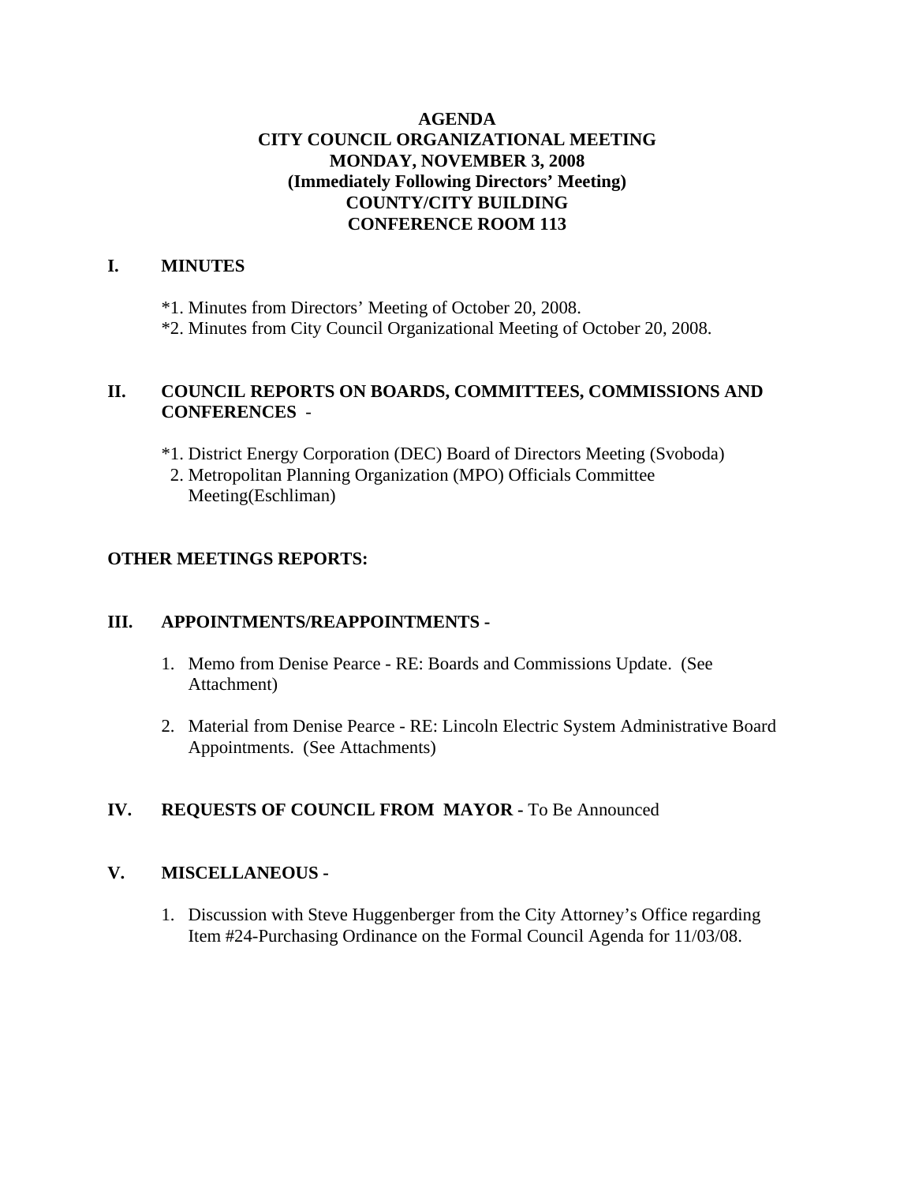# AGENDA
# CITY COUNCIL ORGANIZATIONAL MEETING
# MONDAY, NOVEMBER 3, 2008
# (Immediately Following Directors' Meeting)
# COUNTY/CITY BUILDING
# CONFERENCE ROOM 113

## I. MINUTES

*1. Minutes from Directors' Meeting of October 20, 2008.
*2. Minutes from City Council Organizational Meeting of October 20, 2008.

## II. COUNCIL REPORTS ON BOARDS, COMMITTEES, COMMISSIONS AND CONFERENCES -

*1. District Energy Corporation (DEC) Board of Directors Meeting (Svoboda)
2. Metropolitan Planning Organization (MPO) Officials Committee Meeting(Eschliman)

## OTHER MEETINGS REPORTS:

## III. APPOINTMENTS/REAPPOINTMENTS -

1. Memo from Denise Pearce - RE: Boards and Commissions Update. (See Attachment)

2. Material from Denise Pearce - RE: Lincoln Electric System Administrative Board Appointments. (See Attachments)

## IV. REQUESTS OF COUNCIL FROM MAYOR - To Be Announced

## V. MISCELLANEOUS -

1. Discussion with Steve Huggenberger from the City Attorney's Office regarding Item #24-Purchasing Ordinance on the Formal Council Agenda for 11/03/08.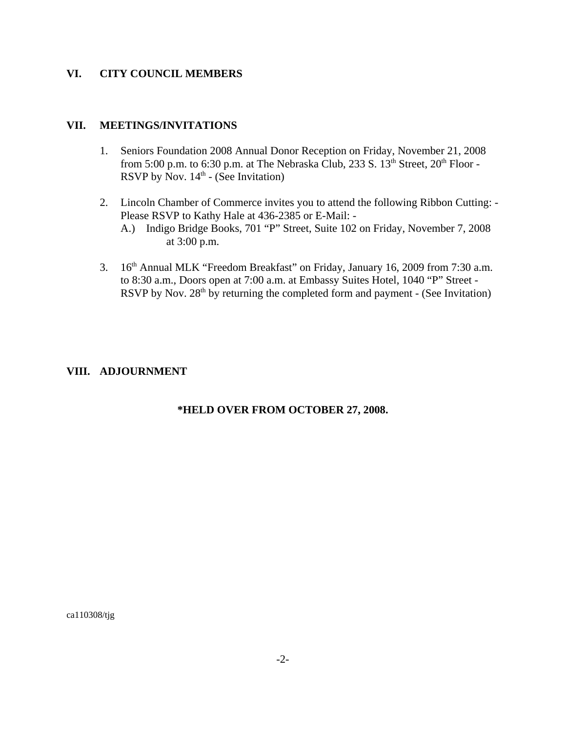## VI. CITY COUNCIL MEMBERS

## VII. MEETINGS/INVITATIONS

1. Seniors Foundation 2008 Annual Donor Reception on Friday, November 21, 2008 from 5:00 p.m. to 6:30 p.m. at The Nebraska Club, 233 S. 13th Street, 20th Floor - RSVP by Nov. 14th - (See Invitation)

2. Lincoln Chamber of Commerce invites you to attend the following Ribbon Cutting: - Please RSVP to Kathy Hale at 436-2385 or E-Mail: -
   A.) Indigo Bridge Books, 701 "P" Street, Suite 102 on Friday, November 7, 2008 at 3:00 p.m.

3. 16th Annual MLK "Freedom Breakfast" on Friday, January 16, 2009 from 7:30 a.m. to 8:30 a.m., Doors open at 7:00 a.m. at Embassy Suites Hotel, 1040 "P" Street - RSVP by Nov. 28th by returning the completed form and payment - (See Invitation)

## VIII. ADJOURNMENT

**\*HELD OVER FROM OCTOBER 27, 2008.**

ca110308/tjg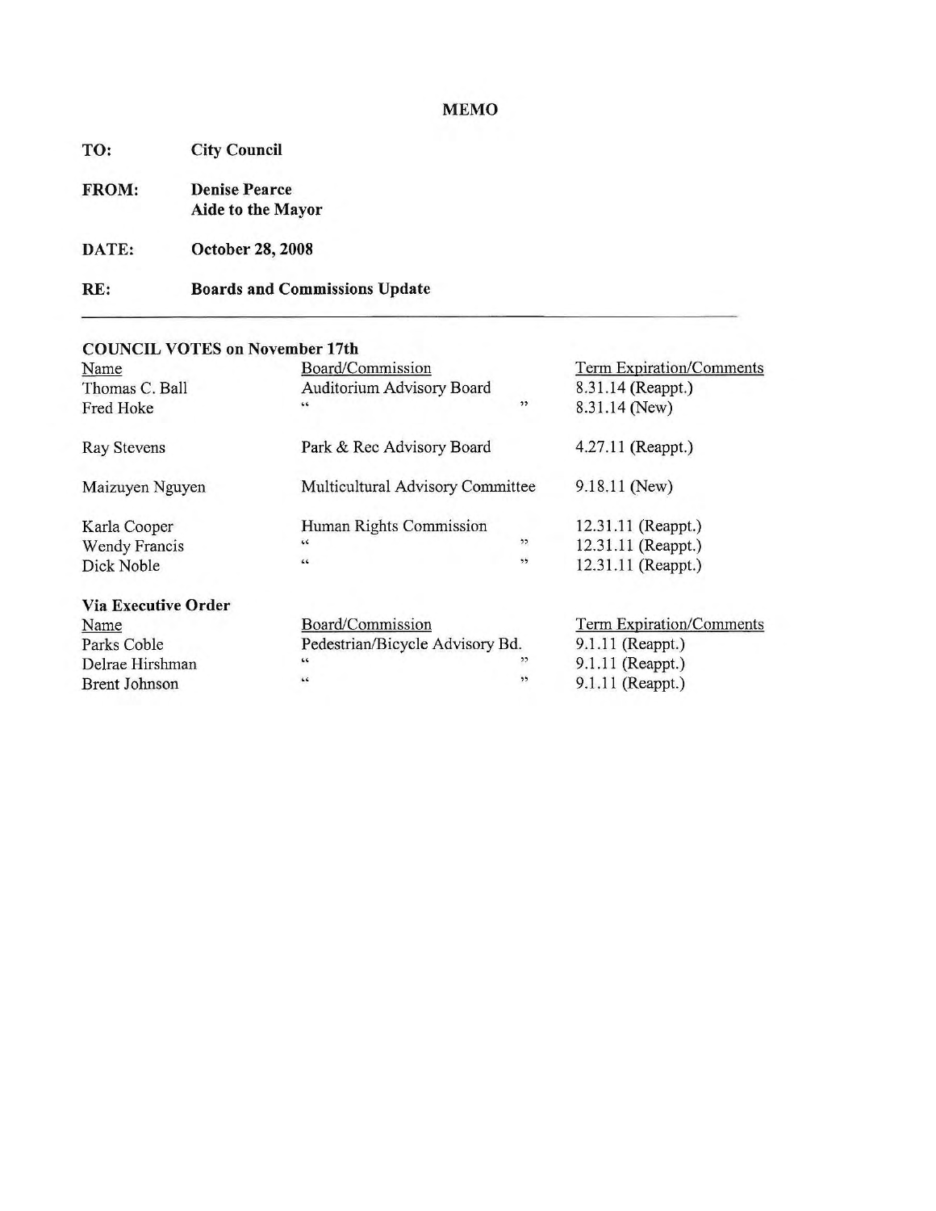# MEMO

**TO:** City Council

**FROM:** Denise Pearce
Aide to the Mayor

**DATE:** October 28, 2008

**RE:** Boards and Commissions Update

---

**COUNCIL VOTES on November 17th**

| Name | Board/Commission | Term Expiration/Comments |
|---|---|---|
| Thomas C. Ball | Auditorium Advisory Board | 8.31.14 (Reappt.) |
| Fred Hoke | " " | 8.31.14 (New) |
| Ray Stevens | Park & Rec Advisory Board | 4.27.11 (Reappt.) |
| Maizuyen Nguyen | Multicultural Advisory Committee | 9.18.11 (New) |
| Karla Cooper | Human Rights Commission | 12.31.11 (Reappt.) |
| Wendy Francis | " " | 12.31.11 (Reappt.) |
| Dick Noble | " " | 12.31.11 (Reappt.) |

**Via Executive Order**

| Name | Board/Commission | Term Expiration/Comments |
|---|---|---|
| Parks Coble | Pedestrian/Bicycle Advisory Bd. | 9.1.11 (Reappt.) |
| Delrae Hirshman | " " | 9.1.11 (Reappt.) |
| Brent Johnson | " " | 9.1.11 (Reappt.) |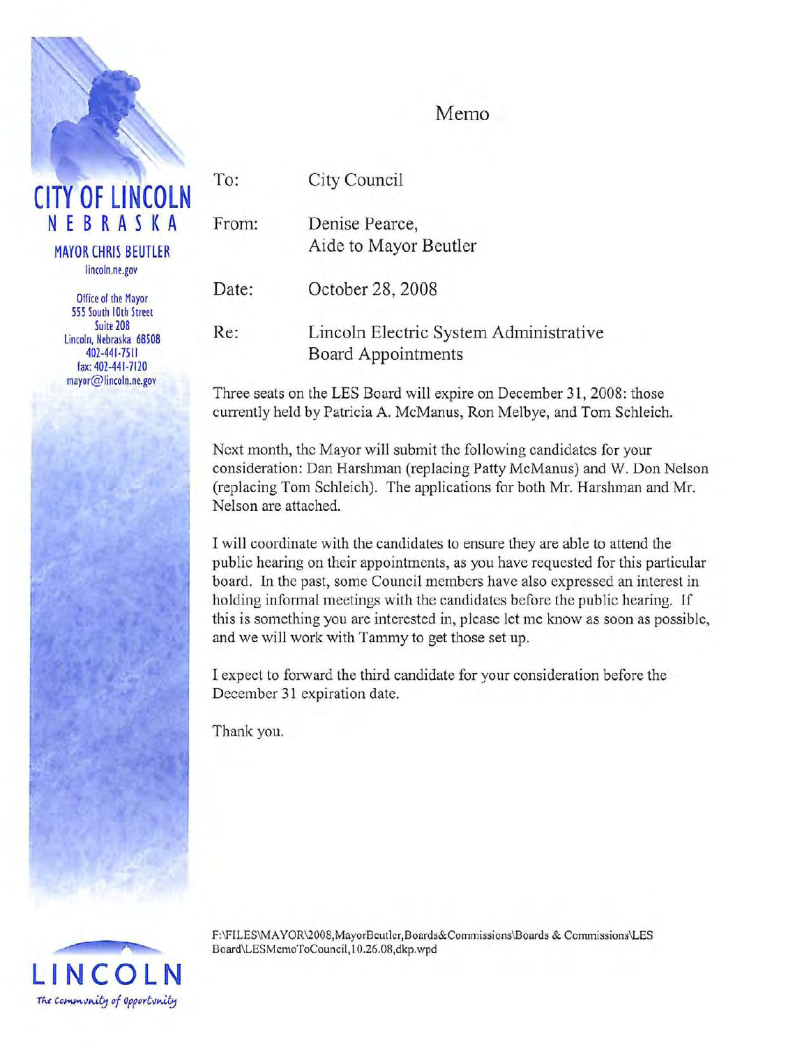**CITY OF LINCOLN**
**NEBRASKA**

**MAYOR CHRIS BEUTLER**
lincoln.ne.gov

Office of the Mayor
555 South 10th Street
Suite 208
Lincoln, Nebraska 68508
402-441-7511
fax: 402-441-7120
mayor@lincoln.ne.gov

# Memo

To: City Council

From: Denise Pearce,
Aide to Mayor Beutler

Date: October 28, 2008

Re: Lincoln Electric System Administrative Board Appointments

Three seats on the LES Board will expire on December 31, 2008: those currently held by Patricia A. McManus, Ron Melbye, and Tom Schleich.

Next month, the Mayor will submit the following candidates for your consideration: Dan Harshman (replacing Patty McManus) and W. Don Nelson (replacing Tom Schleich). The applications for both Mr. Harshman and Mr. Nelson are attached.

I will coordinate with the candidates to ensure they are able to attend the public hearing on their appointments, as you have requested for this particular board. In the past, some Council members have also expressed an interest in holding informal meetings with the candidates before the public hearing. If this is something you are interested in, please let me know as soon as possible, and we will work with Tammy to get those set up.

I expect to forward the third candidate for your consideration before the December 31 expiration date.

Thank you.

F:\FILES\MAYOR\2008,MayorBeutler,Boards&Commissions\Boards & Commissions\LES Board\LESMemoToCouncil,10.26.08,dkp.wpd

LINCOLN
*The Community of Opportunity*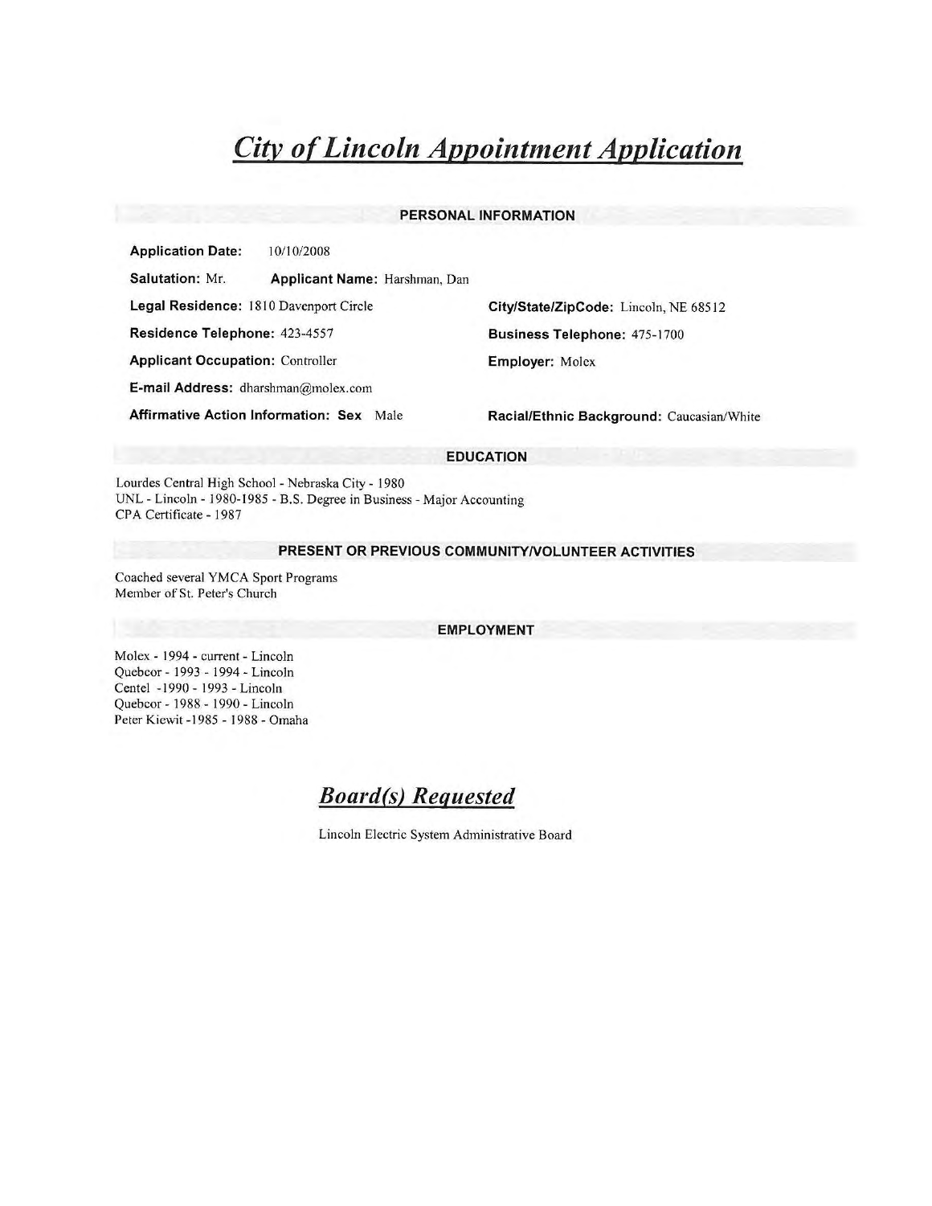# *City of Lincoln Appointment Application*

## PERSONAL INFORMATION

**Application Date:** 10/10/2008

**Salutation:** Mr. **Applicant Name:** Harshman, Dan

**Legal Residence:** 1810 Davenport Circle

**City/State/ZipCode:** Lincoln, NE 68512

**Residence Telephone:** 423-4557

**Business Telephone:** 475-1700

**Applicant Occupation:** Controller

**Employer:** Molex

**E-mail Address:** dharshman@molex.com

**Affirmative Action Information: Sex** Male

**Racial/Ethnic Background:** Caucasian/White

## EDUCATION

Lourdes Central High School - Nebraska City - 1980
UNL - Lincoln - 1980-1985 - B.S. Degree in Business - Major Accounting
CPA Certificate - 1987

## PRESENT OR PREVIOUS COMMUNITY/VOLUNTEER ACTIVITIES

Coached several YMCA Sport Programs
Member of St. Peter's Church

## EMPLOYMENT

Molex - 1994 - current - Lincoln
Quebcor - 1993 - 1994 - Lincoln
Centel -1990 - 1993 - Lincoln
Quebcor - 1988 - 1990 - Lincoln
Peter Kiewit -1985 - 1988 - Omaha

## *Board(s) Requested*

Lincoln Electric System Administrative Board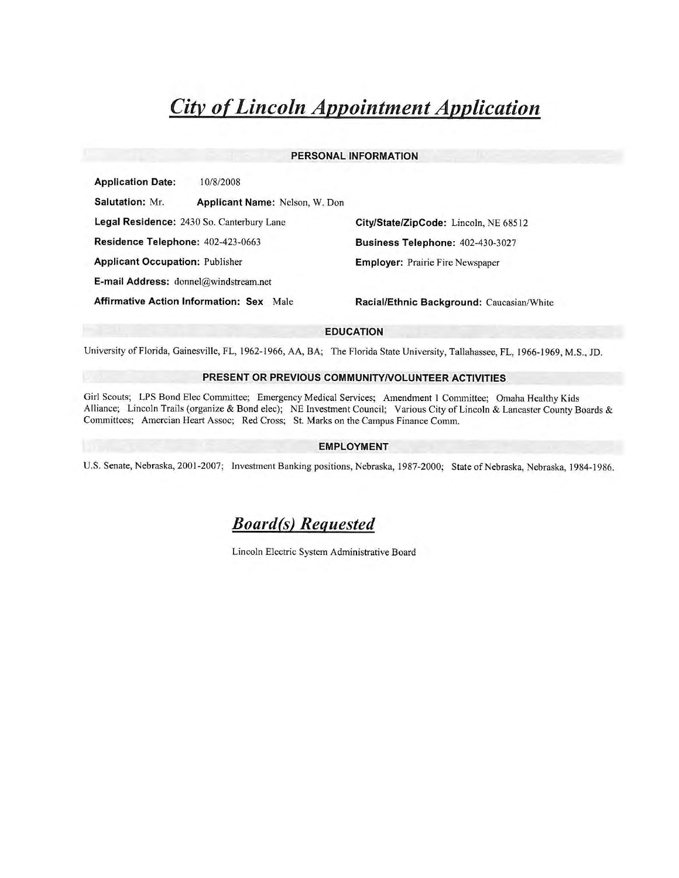# *City of Lincoln Appointment Application*

## PERSONAL INFORMATION

**Application Date:** 10/8/2008

**Salutation:** Mr. **Applicant Name:** Nelson, W. Don

**Legal Residence:** 2430 So. Canterbury Lane

**City/State/ZipCode:** Lincoln, NE 68512

**Residence Telephone:** 402-423-0663

**Business Telephone:** 402-430-3027

**Applicant Occupation:** Publisher

**Employer:** Prairie Fire Newspaper

**E-mail Address:** donnel@windstream.net

**Affirmative Action Information: Sex** Male

**Racial/Ethnic Background:** Caucasian/White

## EDUCATION

University of Florida, Gainesville, FL, 1962-1966, AA, BA; The Florida State University, Tallahassee, FL, 1966-1969, M.S., JD.

## PRESENT OR PREVIOUS COMMUNITY/VOLUNTEER ACTIVITIES

Girl Scouts; LPS Bond Elec Committee; Emergency Medical Services; Amendment 1 Committee; Omaha Healthy Kids Alliance; Lincoln Trails (organize & Bond elec); NE Investment Council; Various City of Lincoln & Lancaster County Boards & Committees; Amercian Heart Assoc; Red Cross; St. Marks on the Campus Finance Comm.

## EMPLOYMENT

U.S. Senate, Nebraska, 2001-2007; Investment Banking positions, Nebraska, 1987-2000; State of Nebraska, Nebraska, 1984-1986.

## *Board(s) Requested*

Lincoln Electric System Administrative Board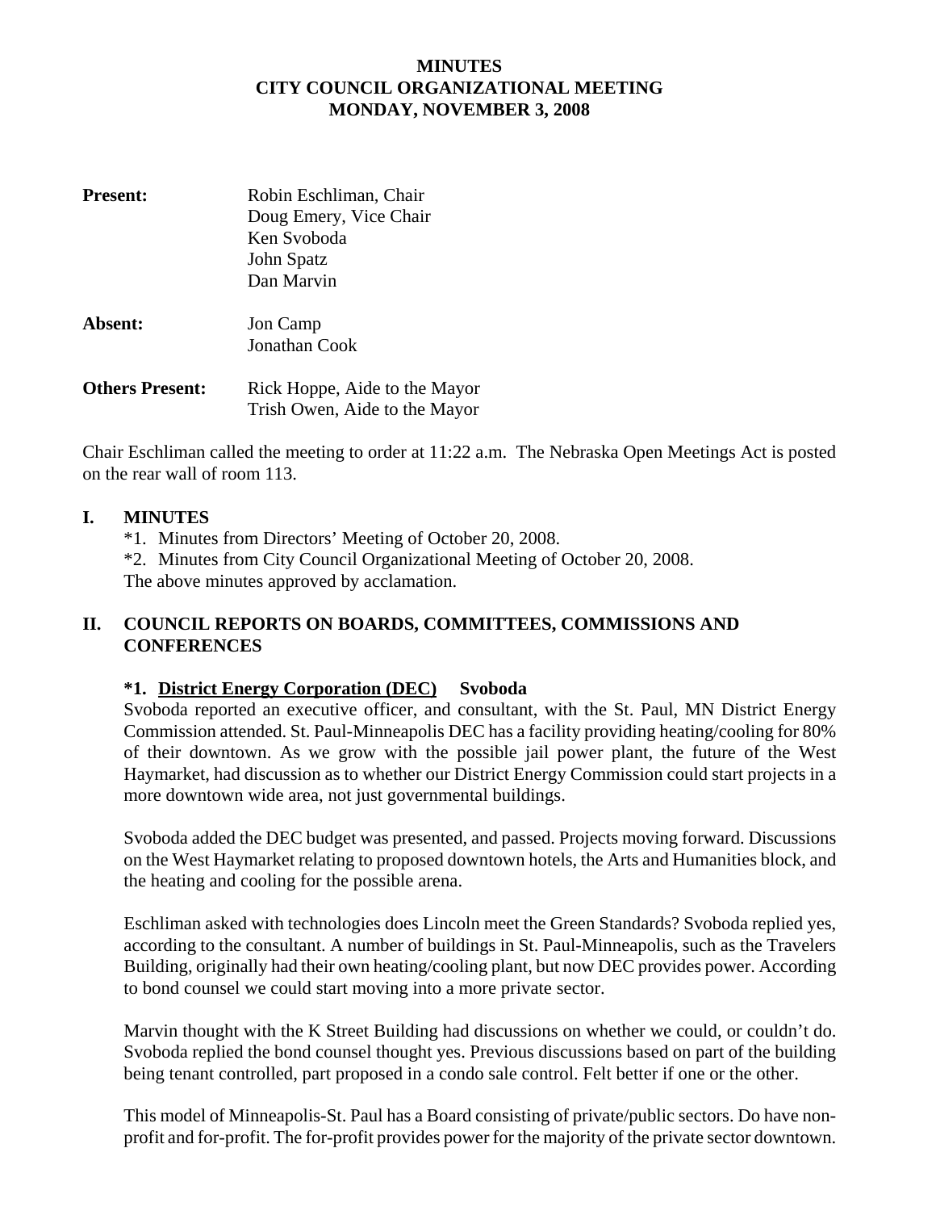**MINUTES**
**CITY COUNCIL ORGANIZATIONAL MEETING**
**MONDAY, NOVEMBER 3, 2008**

**Present:** Robin Eschliman, Chair
Doug Emery, Vice Chair
Ken Svoboda
John Spatz
Dan Marvin

**Absent:** Jon Camp
Jonathan Cook

**Others Present:** Rick Hoppe, Aide to the Mayor
Trish Owen, Aide to the Mayor

Chair Eschliman called the meeting to order at 11:22 a.m. The Nebraska Open Meetings Act is posted on the rear wall of room 113.

## I. MINUTES

*1. Minutes from Directors' Meeting of October 20, 2008.
*2. Minutes from City Council Organizational Meeting of October 20, 2008.
The above minutes approved by acclamation.

## II. COUNCIL REPORTS ON BOARDS, COMMITTEES, COMMISSIONS AND CONFERENCES

### *1. <u>District Energy Corporation (DEC)</u> Svoboda

Svoboda reported an executive officer, and consultant, with the St. Paul, MN District Energy Commission attended. St. Paul-Minneapolis DEC has a facility providing heating/cooling for 80% of their downtown. As we grow with the possible jail power plant, the future of the West Haymarket, had discussion as to whether our District Energy Commission could start projects in a more downtown wide area, not just governmental buildings.

Svoboda added the DEC budget was presented, and passed. Projects moving forward. Discussions on the West Haymarket relating to proposed downtown hotels, the Arts and Humanities block, and the heating and cooling for the possible arena.

Eschliman asked with technologies does Lincoln meet the Green Standards? Svoboda replied yes, according to the consultant. A number of buildings in St. Paul-Minneapolis, such as the Travelers Building, originally had their own heating/cooling plant, but now DEC provides power. According to bond counsel we could start moving into a more private sector.

Marvin thought with the K Street Building had discussions on whether we could, or couldn't do. Svoboda replied the bond counsel thought yes. Previous discussions based on part of the building being tenant controlled, part proposed in a condo sale control. Felt better if one or the other.

This model of Minneapolis-St. Paul has a Board consisting of private/public sectors. Do have non-profit and for-profit. The for-profit provides power for the majority of the private sector downtown.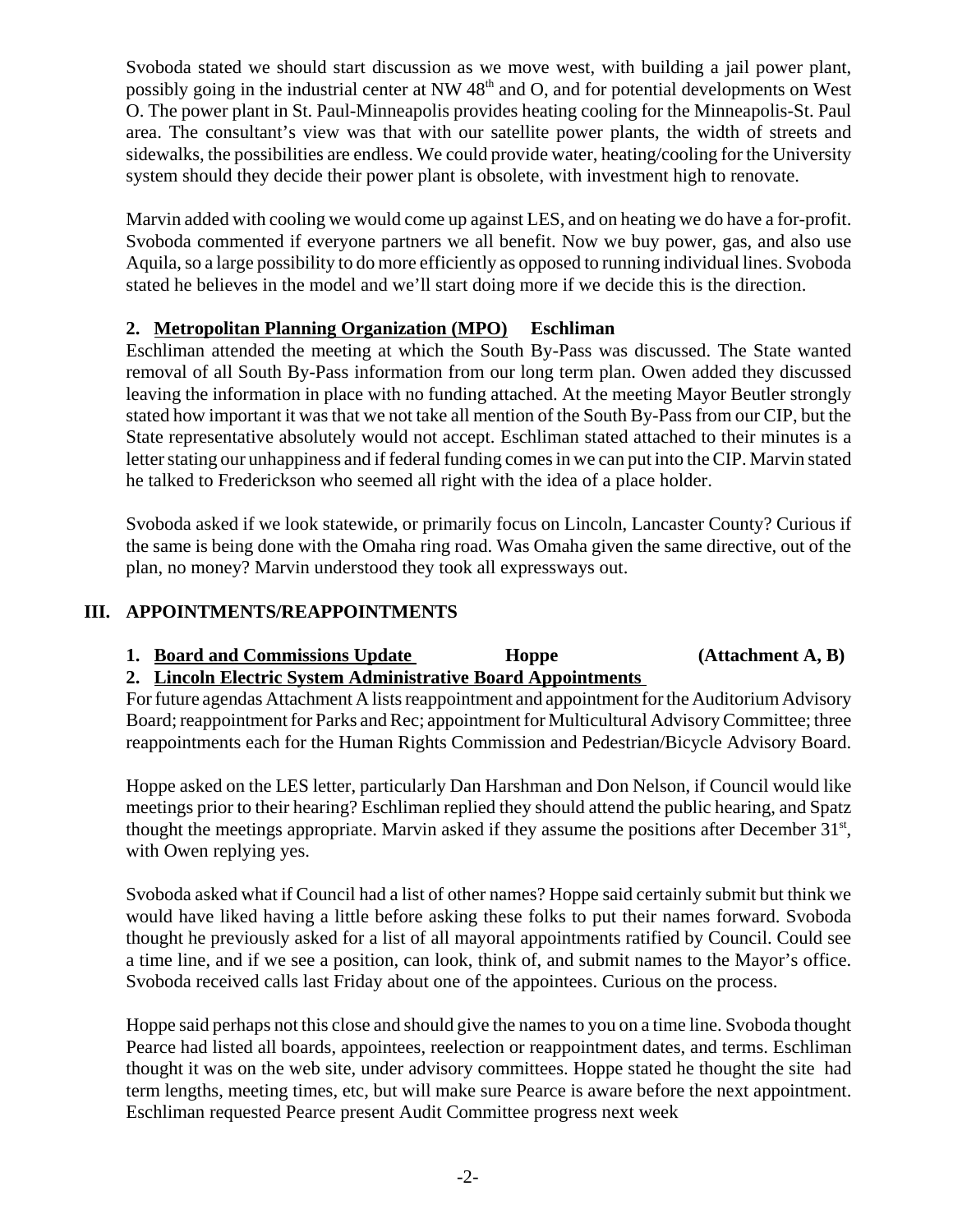Svoboda stated we should start discussion as we move west, with building a jail power plant, possibly going in the industrial center at NW 48th and O, and for potential developments on West O. The power plant in St. Paul-Minneapolis provides heating cooling for the Minneapolis-St. Paul area. The consultant's view was that with our satellite power plants, the width of streets and sidewalks, the possibilities are endless. We could provide water, heating/cooling for the University system should they decide their power plant is obsolete, with investment high to renovate.

Marvin added with cooling we would come up against LES, and on heating we do have a for-profit. Svoboda commented if everyone partners we all benefit. Now we buy power, gas, and also use Aquila, so a large possibility to do more efficiently as opposed to running individual lines. Svoboda stated he believes in the model and we'll start doing more if we decide this is the direction.

**2. Metropolitan Planning Organization (MPO) Eschliman**

Eschliman attended the meeting at which the South By-Pass was discussed. The State wanted removal of all South By-Pass information from our long term plan. Owen added they discussed leaving the information in place with no funding attached. At the meeting Mayor Beutler strongly stated how important it was that we not take all mention of the South By-Pass from our CIP, but the State representative absolutely would not accept. Eschliman stated attached to their minutes is a letter stating our unhappiness and if federal funding comes in we can put into the CIP. Marvin stated he talked to Frederickson who seemed all right with the idea of a place holder.

Svoboda asked if we look statewide, or primarily focus on Lincoln, Lancaster County? Curious if the same is being done with the Omaha ring road. Was Omaha given the same directive, out of the plan, no money? Marvin understood they took all expressways out.

## III. APPOINTMENTS/REAPPOINTMENTS

**1. Board and Commissions Update Hoppe (Attachment A, B)**

**2. Lincoln Electric System Administrative Board Appointments**

For future agendas Attachment A lists reappointment and appointment for the Auditorium Advisory Board; reappointment for Parks and Rec; appointment for Multicultural Advisory Committee; three reappointments each for the Human Rights Commission and Pedestrian/Bicycle Advisory Board.

Hoppe asked on the LES letter, particularly Dan Harshman and Don Nelson, if Council would like meetings prior to their hearing? Eschliman replied they should attend the public hearing, and Spatz thought the meetings appropriate. Marvin asked if they assume the positions after December 31st, with Owen replying yes.

Svoboda asked what if Council had a list of other names? Hoppe said certainly submit but think we would have liked having a little before asking these folks to put their names forward. Svoboda thought he previously asked for a list of all mayoral appointments ratified by Council. Could see a time line, and if we see a position, can look, think of, and submit names to the Mayor's office. Svoboda received calls last Friday about one of the appointees. Curious on the process.

Hoppe said perhaps not this close and should give the names to you on a time line. Svoboda thought Pearce had listed all boards, appointees, reelection or reappointment dates, and terms. Eschliman thought it was on the web site, under advisory committees. Hoppe stated he thought the site had term lengths, meeting times, etc, but will make sure Pearce is aware before the next appointment. Eschliman requested Pearce present Audit Committee progress next week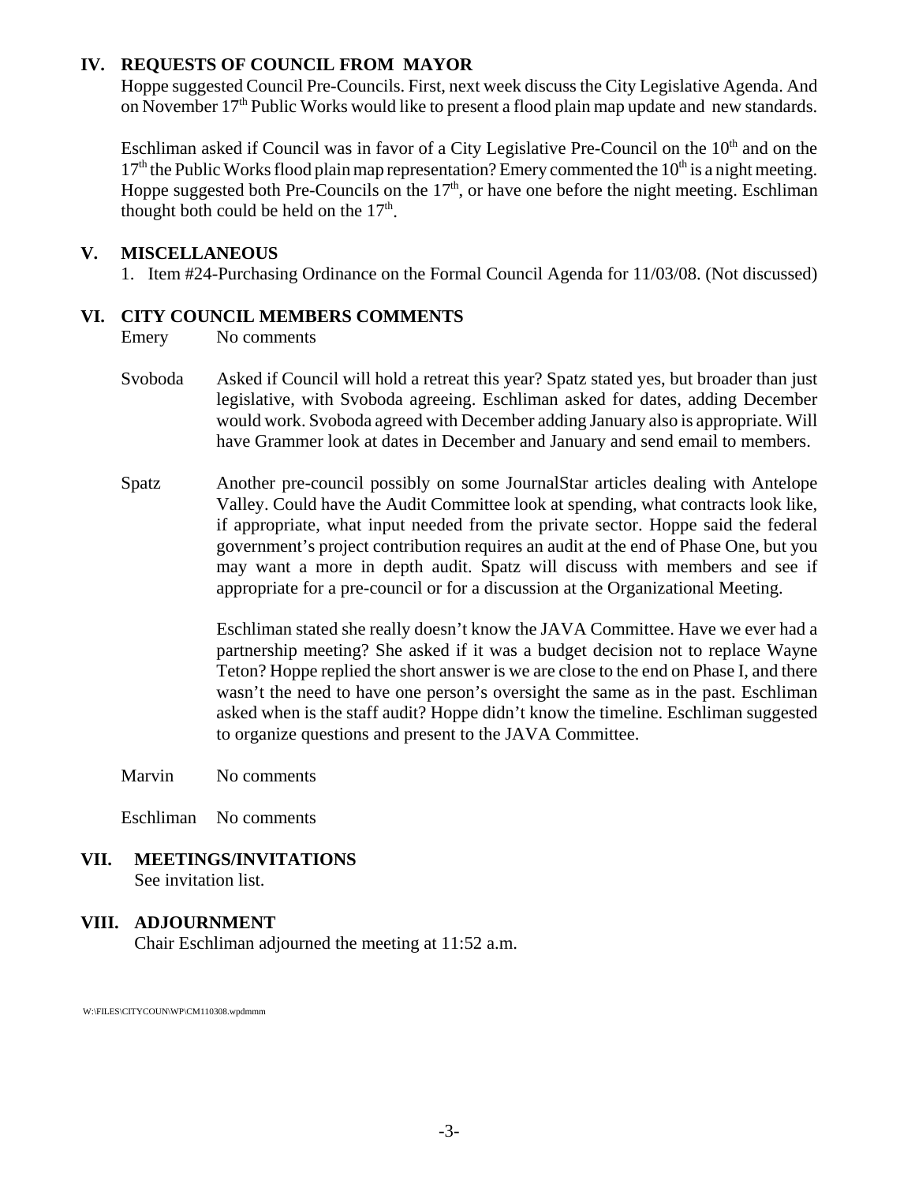## IV. REQUESTS OF COUNCIL FROM MAYOR

Hoppe suggested Council Pre-Councils. First, next week discuss the City Legislative Agenda. And on November 17th Public Works would like to present a flood plain map update and new standards.

Eschliman asked if Council was in favor of a City Legislative Pre-Council on the 10th and on the 17th the Public Works flood plain map representation? Emery commented the 10th is a night meeting. Hoppe suggested both Pre-Councils on the 17th, or have one before the night meeting. Eschliman thought both could be held on the 17th.

## V. MISCELLANEOUS

1. Item #24-Purchasing Ordinance on the Formal Council Agenda for 11/03/08. (Not discussed)

## VI. CITY COUNCIL MEMBERS COMMENTS

Emery — No comments

Svoboda — Asked if Council will hold a retreat this year? Spatz stated yes, but broader than just legislative, with Svoboda agreeing. Eschliman asked for dates, adding December would work. Svoboda agreed with December adding January also is appropriate. Will have Grammer look at dates in December and January and send email to members.

Spatz — Another pre-council possibly on some JournalStar articles dealing with Antelope Valley. Could have the Audit Committee look at spending, what contracts look like, if appropriate, what input needed from the private sector. Hoppe said the federal government's project contribution requires an audit at the end of Phase One, but you may want a more in depth audit. Spatz will discuss with members and see if appropriate for a pre-council or for a discussion at the Organizational Meeting.

Eschliman stated she really doesn't know the JAVA Committee. Have we ever had a partnership meeting? She asked if it was a budget decision not to replace Wayne Teton? Hoppe replied the short answer is we are close to the end on Phase I, and there wasn't the need to have one person's oversight the same as in the past. Eschliman asked when is the staff audit? Hoppe didn't know the timeline. Eschliman suggested to organize questions and present to the JAVA Committee.

Marvin — No comments

Eschliman — No comments

## VII. MEETINGS/INVITATIONS

See invitation list.

## VIII. ADJOURNMENT

Chair Eschliman adjourned the meeting at 11:52 a.m.

W:\FILES\CITYCOUN\WP\CM110308.wpdmmm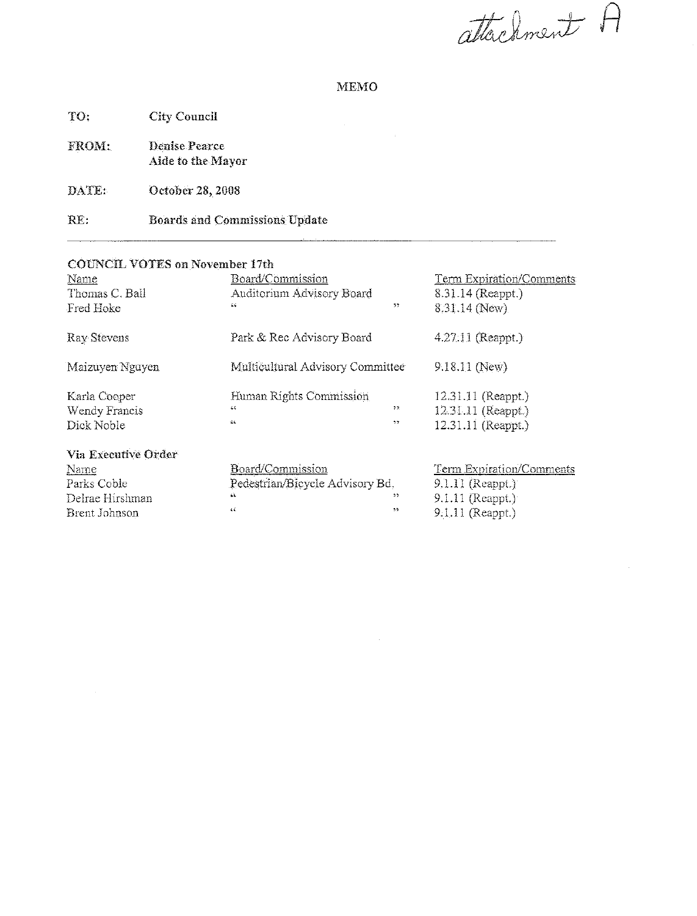*attachment A*

# MEMO

**TO:** City Council

**FROM:** Denise Pearce
Aide to the Mayor

**DATE:** October 28, 2008

**RE:** Boards and Commissions Update

---

**COUNCIL VOTES on November 17th**

| Name | Board/Commission | Term Expiration/Comments |
|---|---|---|
| Thomas C. Ball | Auditorium Advisory Board | 8.31.14 (Reappt.) |
| Fred Hoke | " " | 8.31.14 (New) |
| Ray Stevens | Park & Rec Advisory Board | 4.27.11 (Reappt.) |
| Maizuyen Nguyen | Multicultural Advisory Committee | 9.18.11 (New) |
| Karla Cooper | Human Rights Commission | 12.31.11 (Reappt.) |
| Wendy Francis | " " | 12.31.11 (Reappt.) |
| Dick Noble | " " | 12.31.11 (Reappt.) |

**Via Executive Order**

| Name | Board/Commission | Term Expiration/Comments |
|---|---|---|
| Parks Coble | Pedestrian/Bicycle Advisory Bd. | 9.1.11 (Reappt.) |
| Delrae Hirshman | " " | 9.1.11 (Reappt.) |
| Brent Johnson | " " | 9.1.11 (Reappt.) |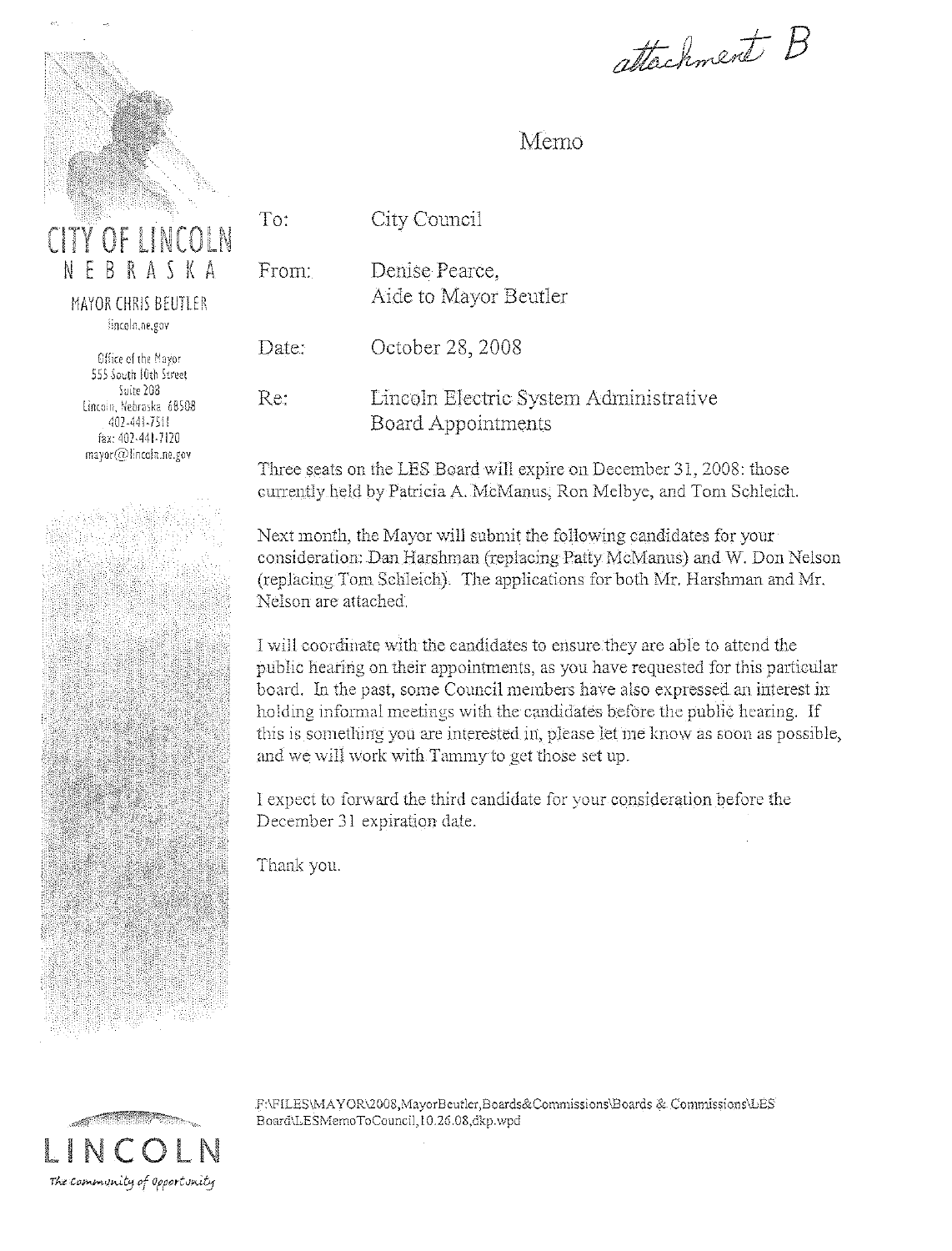*attachment B*

# Memo

CITY OF LINCOLN
NEBRASKA

MAYOR CHRIS BEUTLER

lincoln.ne.gov

Office of the Mayor
555 South 10th Street
Suite 208
Lincoln, Nebraska 68508
402-441-7511
fax: 402-441-7120
mayor@lincoln.ne.gov

To: City Council

From: Denise Pearce, Aide to Mayor Beutler

Date: October 28, 2008

Re: Lincoln Electric System Administrative Board Appointments

Three seats on the LES Board will expire on December 31, 2008: those currently held by Patricia A. McManus, Ron Melbye, and Tom Schleich.

Next month, the Mayor will submit the following candidates for your consideration: Dan Harshman (replacing Patty McManus) and W. Don Nelson (replacing Tom Schleich). The applications for both Mr. Harshman and Mr. Nelson are attached.

I will coordinate with the candidates to ensure they are able to attend the public hearing on their appointments, as you have requested for this particular board. In the past, some Council members have also expressed an interest in holding informal meetings with the candidates before the public hearing. If this is something you are interested in, please let me know as soon as possible, and we will work with Tammy to get those set up.

I expect to forward the third candidate for your consideration before the December 31 expiration date.

Thank you.

F:\FILES\MAYOR\2008,MayorBeutler,Boards&Commissions\Boards & Commissions\LES Board\LESMemoToCouncil,10.26.08,dkp.wpd

LINCOLN
*The Community of Opportunity*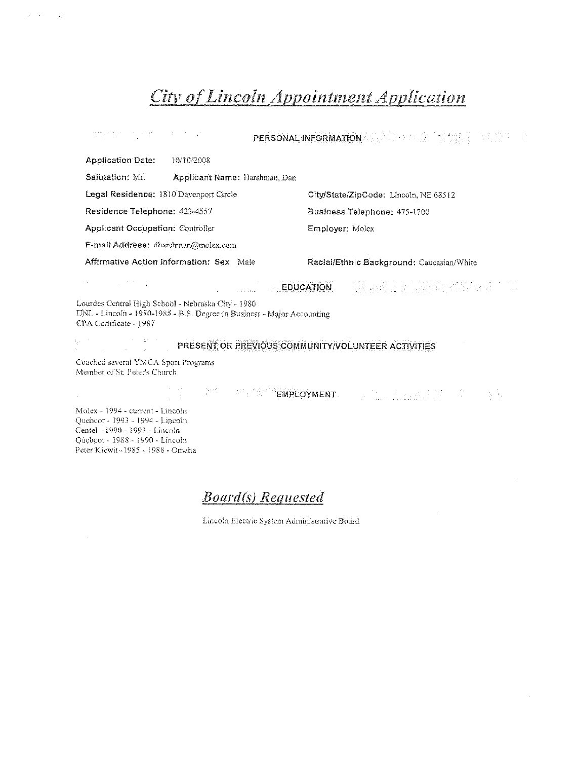# *City of Lincoln Appointment Application*

## PERSONAL INFORMATION

**Application Date:** 10/10/2008

**Salutation:** Mr. **Applicant Name:** Harshman, Dan

**Legal Residence:** 1810 Davenport Circle

**City/State/ZipCode:** Lincoln, NE 68512

**Residence Telephone:** 423-4557

**Business Telephone:** 475-1700

**Applicant Occupation:** Controller

**Employer:** Molex

**E-mail Address:** dharshman@molex.com

**Affirmative Action Information: Sex** Male

**Racial/Ethnic Background:** Caucasian/White

## EDUCATION

Lourdes Central High School - Nebraska City - 1980
UNL - Lincoln - 1980-1985 - B.S. Degree in Business - Major Accounting
CPA Certificate - 1987

## PRESENT OR PREVIOUS COMMUNITY/VOLUNTEER ACTIVITIES

Coached several YMCA Sport Programs
Member of St. Peter's Church

## EMPLOYMENT

Molex - 1994 - current - Lincoln
Quebcor - 1993 - 1994 - Lincoln
Centel - 1990 - 1993 - Lincoln
Quebcor - 1988 - 1990 - Lincoln
Peter Kiewit - 1985 - 1988 - Omaha

## *Board(s) Requested*

Lincoln Electric System Administrative Board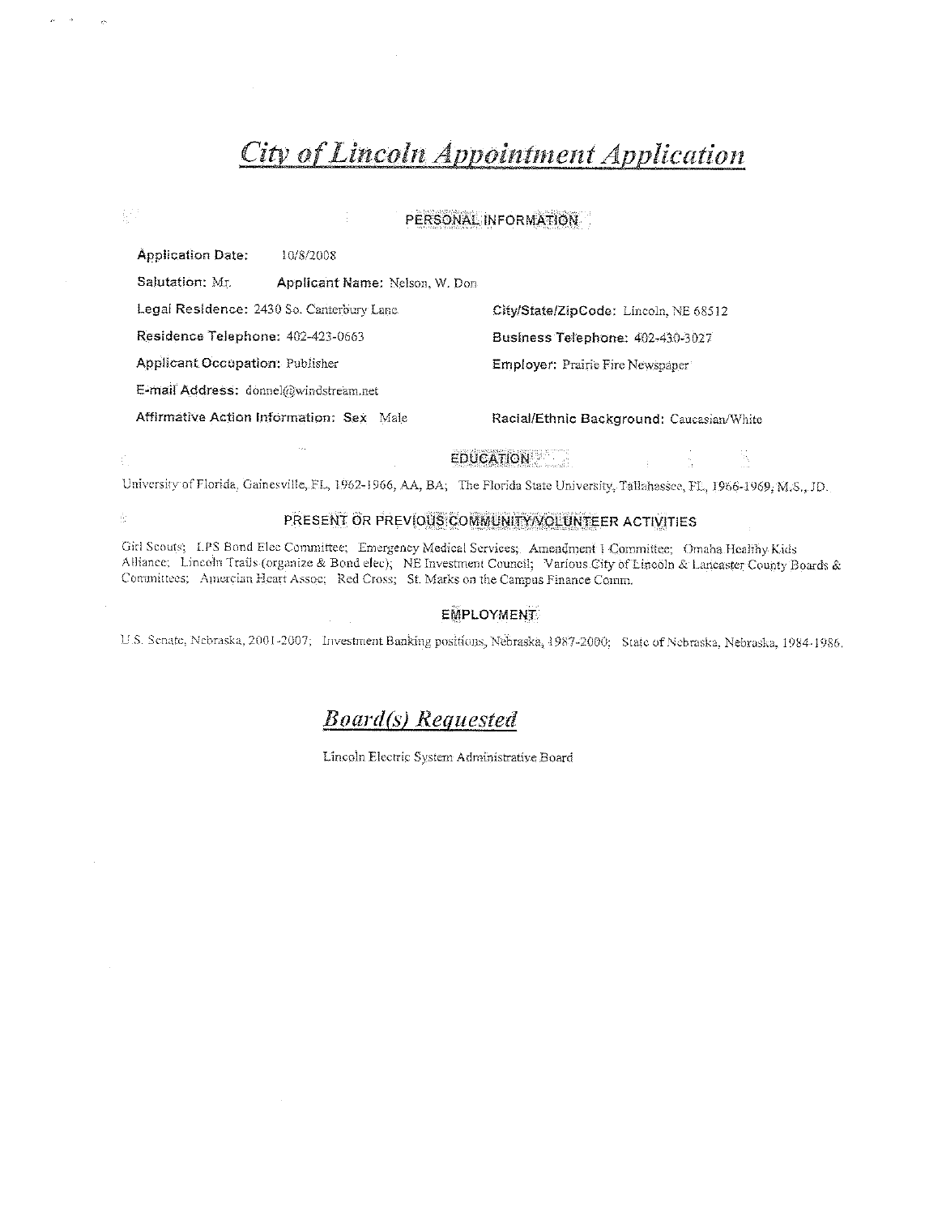# *City of Lincoln Appointment Application*

## PERSONAL INFORMATION

**Application Date:** 10/8/2008

**Salutation:** Mr. **Applicant Name:** Nelson, W. Don

**Legal Residence:** 2430 So. Canterbury Lane

**City/State/ZipCode:** Lincoln, NE 68512

**Residence Telephone:** 402-423-0663

**Business Telephone:** 402-430-3027

**Applicant Occupation:** Publisher

**Employer:** Prairie Fire Newspaper

**E-mail Address:** donnel@windstream.net

**Affirmative Action Information: Sex** Male

**Racial/Ethnic Background:** Caucasian/White

## EDUCATION

University of Florida, Gainesville, FL, 1962-1966, AA, BA; The Florida State University, Tallahassee, FL, 1966-1969, M.S., JD.

## PRESENT OR PREVIOUS COMMUNITY/VOLUNTEER ACTIVITIES

Girl Scouts; LPS Bond Elec Committee; Emergency Medical Services; Amendment 1 Committee; Omaha Healthy Kids Alliance; Lincoln Trails (organize & Bond elec); NE Investment Council; Various City of Lincoln & Lancaster County Boards & Committees; Amercian Heart Assoc; Red Cross; St. Marks on the Campus Finance Comm.

## EMPLOYMENT

U.S. Senate, Nebraska, 2001-2007; Investment Banking positions, Nebraska, 1987-2000; State of Nebraska, Nebraska, 1984-1986.

## *Board(s) Requested*

Lincoln Electric System Administrative Board